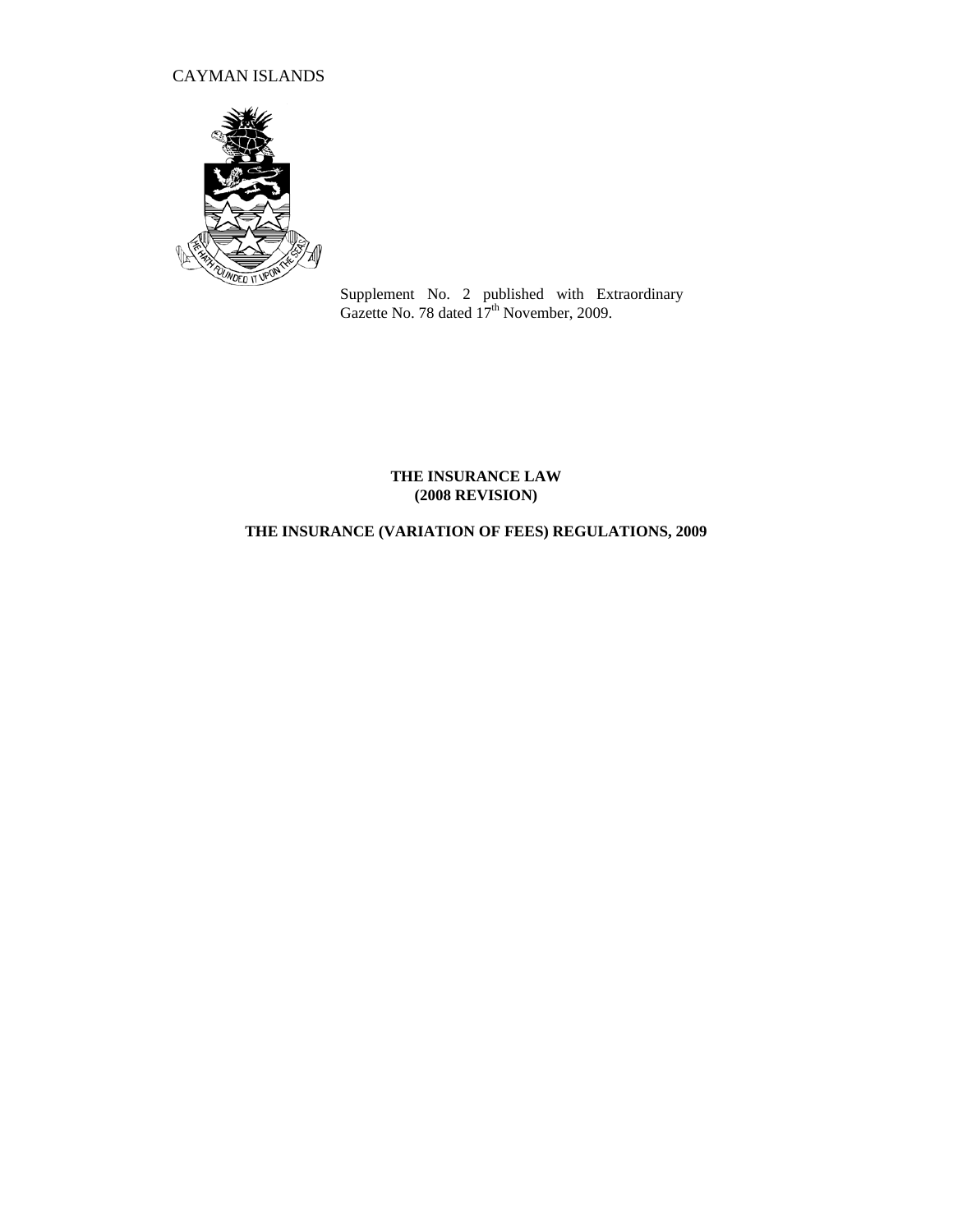CAYMAN ISLANDS

Supplement No. 2 published with Extraordinary Gazette No. 78 dated 17th November, 2009.

**THE INSURANCE LAW (2008 REVISION)**

**THE INSURANCE (VARIATION OF FEES) REGULATIONS, 2009**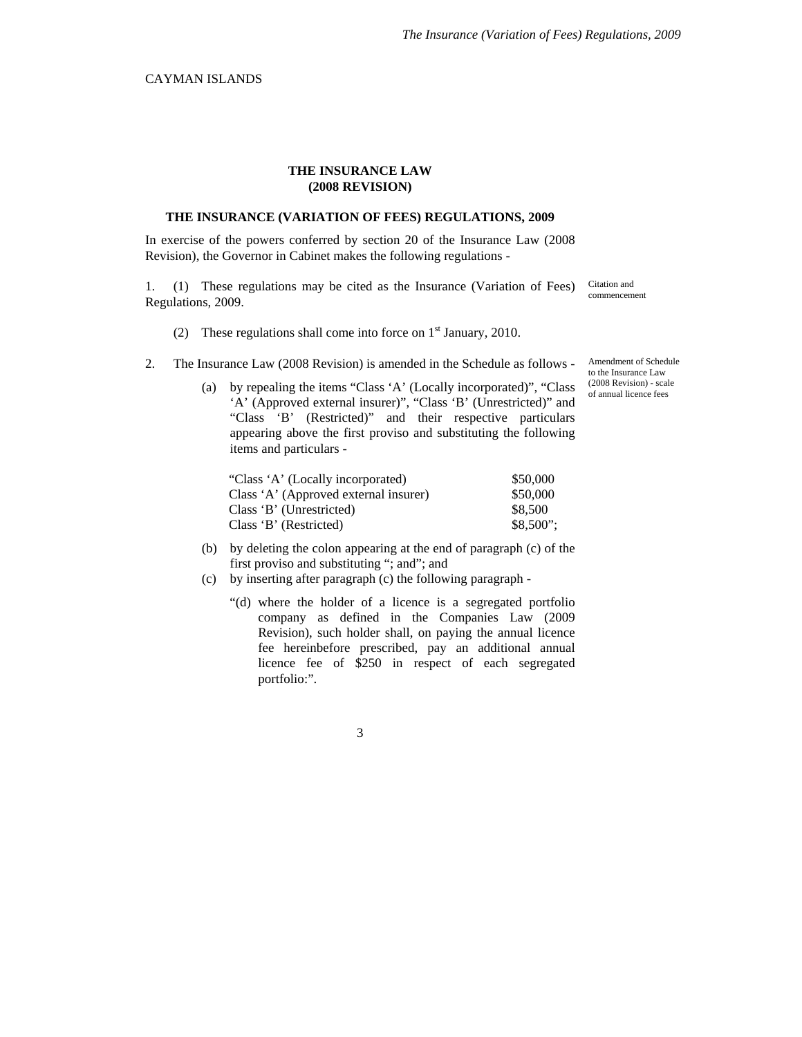CAYMAN ISLANDS

**THE INSURANCE LAW**
**(2008 REVISION)**

**THE INSURANCE (VARIATION OF FEES) REGULATIONS, 2009**

In exercise of the powers conferred by section 20 of the Insurance Law (2008 Revision), the Governor in Cabinet makes the following regulations -

Citation and commencement

1. (1) These regulations may be cited as the Insurance (Variation of Fees) Regulations, 2009.

(2) These regulations shall come into force on 1st January, 2010.

Amendment of Schedule to the Insurance Law (2008 Revision) - scale of annual licence fees

2. The Insurance Law (2008 Revision) is amended in the Schedule as follows -

(a) by repealing the items "Class 'A' (Locally incorporated)", "Class 'A' (Approved external insurer)", "Class 'B' (Unrestricted)" and "Class 'B' (Restricted)" and their respective particulars appearing above the first proviso and substituting the following items and particulars -

| | |
|---|---|
| "Class 'A' (Locally incorporated) | $50,000 |
| Class 'A' (Approved external insurer) | $50,000 |
| Class 'B' (Unrestricted) | $8,500 |
| Class 'B' (Restricted) | $8,500"; |

(b) by deleting the colon appearing at the end of paragraph (c) of the first proviso and substituting "; and"; and

(c) by inserting after paragraph (c) the following paragraph -

"(d) where the holder of a licence is a segregated portfolio company as defined in the Companies Law (2009 Revision), such holder shall, on paying the annual licence fee hereinbefore prescribed, pay an additional annual licence fee of $250 in respect of each segregated portfolio:".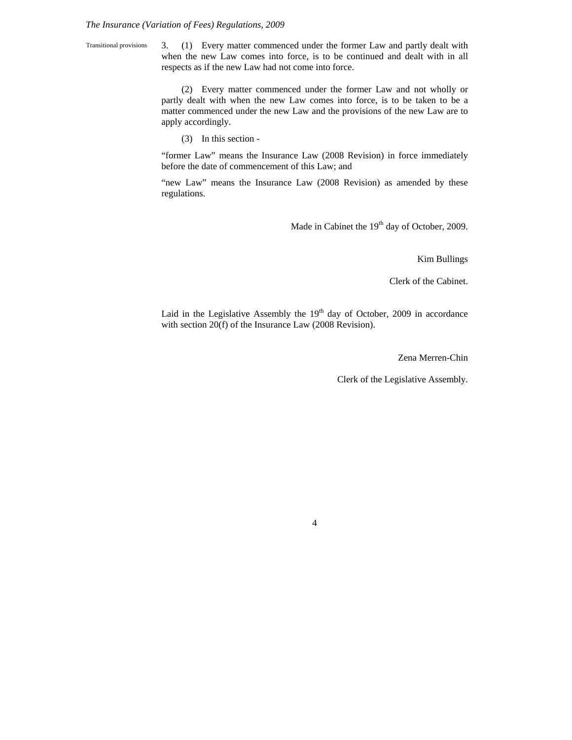Transitional provisions

3. (1) Every matter commenced under the former Law and partly dealt with when the new Law comes into force, is to be continued and dealt with in all respects as if the new Law had not come into force.

(2) Every matter commenced under the former Law and not wholly or partly dealt with when the new Law comes into force, is to be taken to be a matter commenced under the new Law and the provisions of the new Law are to apply accordingly.

(3) In this section -

"former Law" means the Insurance Law (2008 Revision) in force immediately before the date of commencement of this Law; and

"new Law" means the Insurance Law (2008 Revision) as amended by these regulations.

Made in Cabinet the 19th day of October, 2009.

Kim Bullings

Clerk of the Cabinet.

Laid in the Legislative Assembly the 19th day of October, 2009 in accordance with section 20(f) of the Insurance Law (2008 Revision).

Zena Merren-Chin

Clerk of the Legislative Assembly.